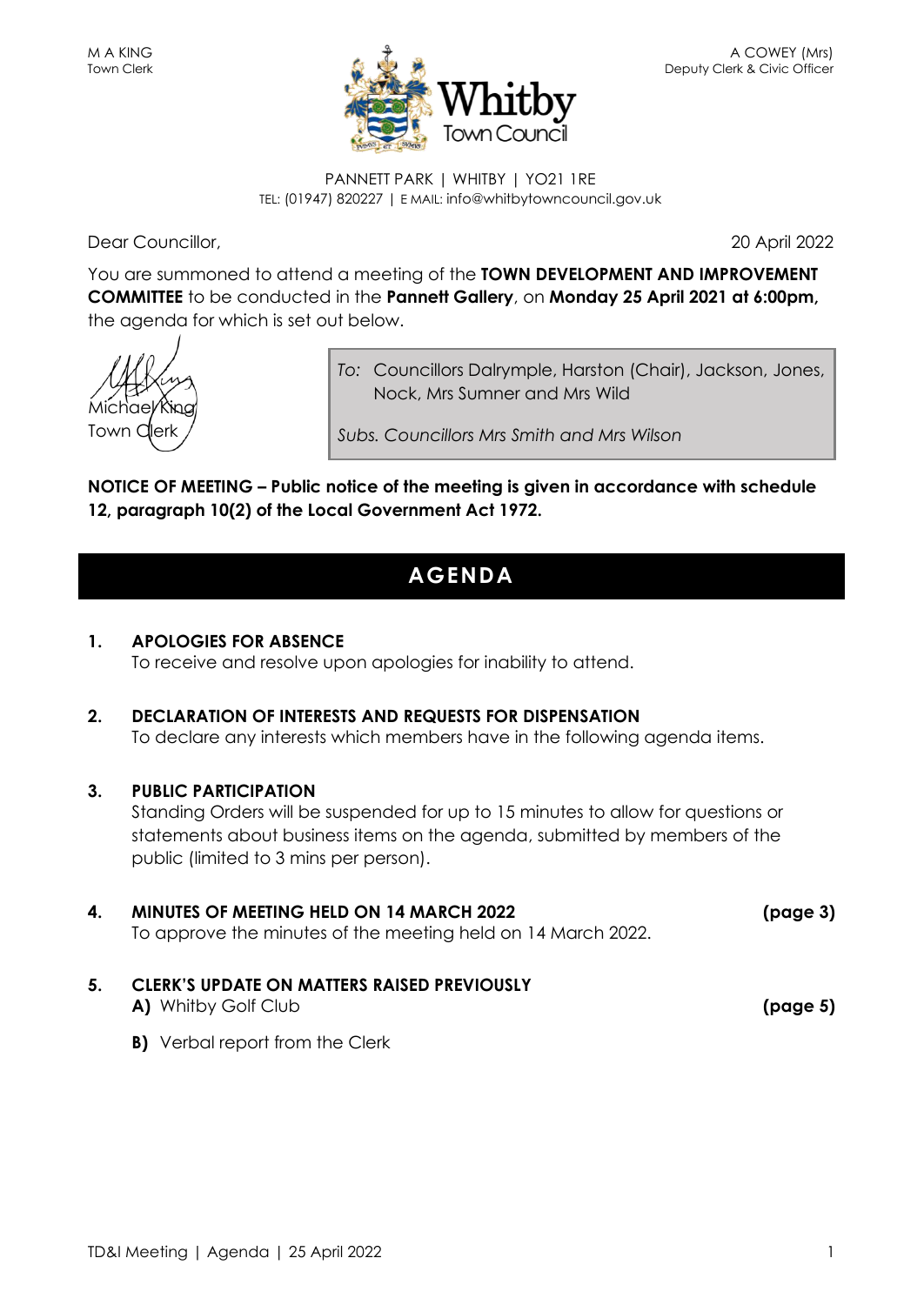M A KING
Town Clerk

A COWEY (Mrs)
Deputy Clerk & Civic Officer

# Whitby Town Council

PANNETT PARK | WHITBY | YO21 1RE
TEL: (01947) 820227 | E MAIL: info@whitbytowncouncil.gov.uk

Dear Councillor, 20 April 2022

You are summoned to attend a meeting of the **TOWN DEVELOPMENT AND IMPROVEMENT COMMITTEE** to be conducted in the **Pannett Gallery**, on **Monday 25 April 2021 at 6:00pm,** the agenda for which is set out below.

Michael King
Town Clerk

*To:* Councillors Dalrymple, Harston (Chair), Jackson, Jones, Nock, Mrs Sumner and Mrs Wild

*Subs. Councillors Mrs Smith and Mrs Wilson*

**NOTICE OF MEETING – Public notice of the meeting is given in accordance with schedule 12, paragraph 10(2) of the Local Government Act 1972.**

## AGENDA

**1. APOLOGIES FOR ABSENCE**
To receive and resolve upon apologies for inability to attend.

**2. DECLARATION OF INTERESTS AND REQUESTS FOR DISPENSATION**
To declare any interests which members have in the following agenda items.

**3. PUBLIC PARTICIPATION**
Standing Orders will be suspended for up to 15 minutes to allow for questions or statements about business items on the agenda, submitted by members of the public (limited to 3 mins per person).

**4. MINUTES OF MEETING HELD ON 14 MARCH 2022** **(page 3)**
To approve the minutes of the meeting held on 14 March 2022.

**5. CLERK'S UPDATE ON MATTERS RAISED PREVIOUSLY**
**A)** Whitby Golf Club **(page 5)**

**B)** Verbal report from the Clerk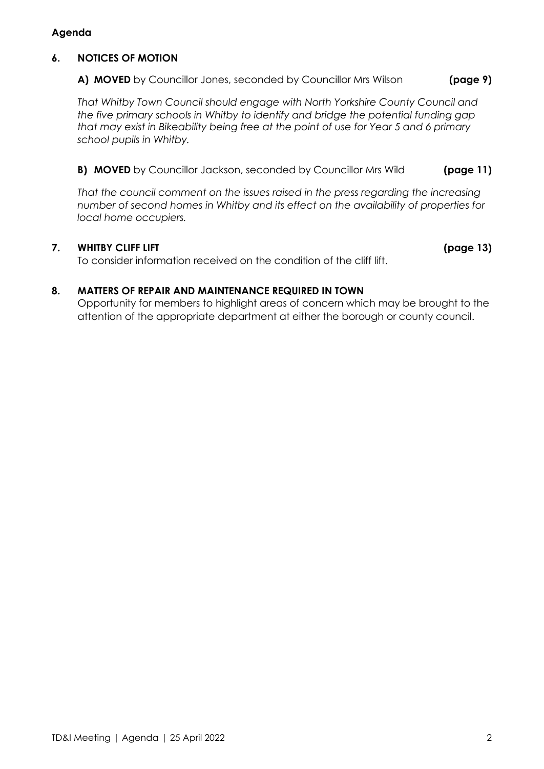**Agenda**

## 6. NOTICES OF MOTION

**A) MOVED** by Councillor Jones, seconded by Councillor Mrs Wilson **(page 9)**

*That Whitby Town Council should engage with North Yorkshire County Council and the five primary schools in Whitby to identify and bridge the potential funding gap that may exist in Bikeability being free at the point of use for Year 5 and 6 primary school pupils in Whitby.*

**B) MOVED** by Councillor Jackson, seconded by Councillor Mrs Wild **(page 11)**

*That the council comment on the issues raised in the press regarding the increasing number of second homes in Whitby and its effect on the availability of properties for local home occupiers.*

## 7. WHITBY CLIFF LIFT **(page 13)**

To consider information received on the condition of the cliff lift.

## 8. MATTERS OF REPAIR AND MAINTENANCE REQUIRED IN TOWN

Opportunity for members to highlight areas of concern which may be brought to the attention of the appropriate department at either the borough or county council.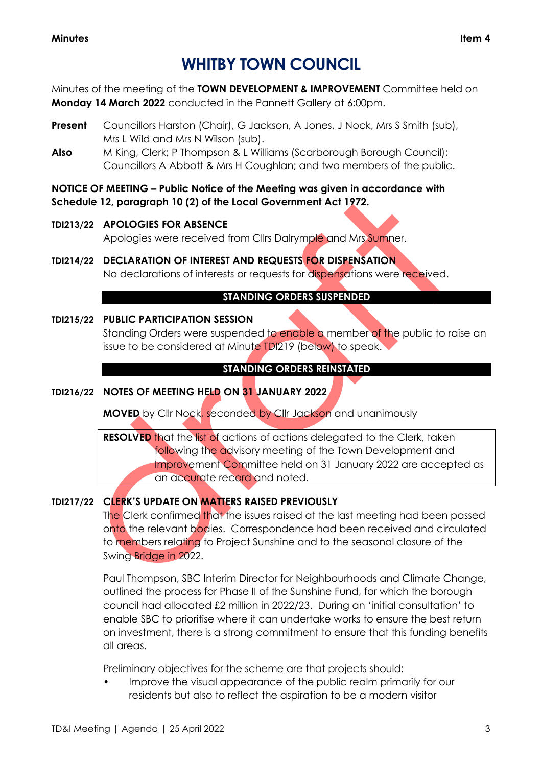# WHITBY TOWN COUNCIL

Minutes of the meeting of the **TOWN DEVELOPMENT & IMPROVEMENT** Committee held on **Monday 14 March 2022** conducted in the Pannett Gallery at 6:00pm.

**Present** Councillors Harston (Chair), G Jackson, A Jones, J Nock, Mrs S Smith (sub), Mrs L Wild and Mrs N Wilson (sub).

**Also** M King, Clerk; P Thompson & L Williams (Scarborough Borough Council); Councillors A Abbott & Mrs H Coughlan; and two members of the public.

**NOTICE OF MEETING – Public Notice of the Meeting was given in accordance with Schedule 12, paragraph 10 (2) of the Local Government Act 1972.**

**TDI213/22 APOLOGIES FOR ABSENCE**

Apologies were received from Cllrs Dalrymple and Mrs Sumner.

**TDI214/22 DECLARATION OF INTEREST AND REQUESTS FOR DISPENSATION**

No declarations of interests or requests for dispensations were received.

**STANDING ORDERS SUSPENDED**

**TDI215/22 PUBLIC PARTICIPATION SESSION**

Standing Orders were suspended to enable a member of the public to raise an issue to be considered at Minute TDI219 (below) to speak.

**STANDING ORDERS REINSTATED**

**TDI216/22 NOTES OF MEETING HELD ON 31 JANUARY 2022**

**MOVED** by Cllr Nock, seconded by Cllr Jackson and unanimously

**RESOLVED** that the list of actions of actions delegated to the Clerk, taken following the advisory meeting of the Town Development and Improvement Committee held on 31 January 2022 are accepted as an accurate record and noted.

**TDI217/22 CLERK'S UPDATE ON MATTERS RAISED PREVIOUSLY**

The Clerk confirmed that the issues raised at the last meeting had been passed onto the relevant bodies. Correspondence had been received and circulated to members relating to Project Sunshine and to the seasonal closure of the Swing Bridge in 2022.

Paul Thompson, SBC Interim Director for Neighbourhoods and Climate Change, outlined the process for Phase II of the Sunshine Fund, for which the borough council had allocated £2 million in 2022/23. During an 'initial consultation' to enable SBC to prioritise where it can undertake works to ensure the best return on investment, there is a strong commitment to ensure that this funding benefits all areas.

Preliminary objectives for the scheme are that projects should:

- Improve the visual appearance of the public realm primarily for our residents but also to reflect the aspiration to be a modern visitor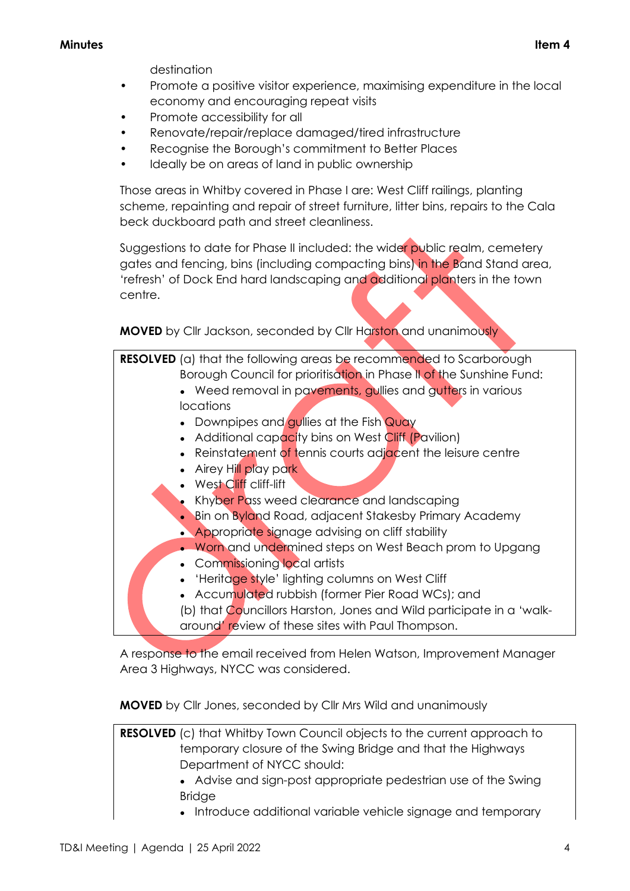destination

- Promote a positive visitor experience, maximising expenditure in the local economy and encouraging repeat visits
- Promote accessibility for all
- Renovate/repair/replace damaged/tired infrastructure
- Recognise the Borough's commitment to Better Places
- Ideally be on areas of land in public ownership

Those areas in Whitby covered in Phase I are: West Cliff railings, planting scheme, repainting and repair of street furniture, litter bins, repairs to the Cala beck duckboard path and street cleanliness.

Suggestions to date for Phase II included: the wider public realm, cemetery gates and fencing, bins (including compacting bins) in the Band Stand area, 'refresh' of Dock End hard landscaping and additional planters in the town centre.

**MOVED** by Cllr Jackson, seconded by Cllr Harston and unanimously

**RESOLVED** (a) that the following areas be recommended to Scarborough Borough Council for prioritisation in Phase II of the Sunshine Fund:

- Weed removal in pavements, gullies and gutters in various locations
- Downpipes and gullies at the Fish Quay
- Additional capacity bins on West Cliff (Pavilion)
- Reinstatement of tennis courts adjacent the leisure centre
- Airey Hill play park
- West Cliff cliff-lift
- Khyber Pass weed clearance and landscaping
- Bin on Byland Road, adjacent Stakesby Primary Academy
- Appropriate signage advising on cliff stability
- Worn and undermined steps on West Beach prom to Upgang
- Commissioning local artists
- 'Heritage style' lighting columns on West Cliff
- Accumulated rubbish (former Pier Road WCs); and

(b) that Councillors Harston, Jones and Wild participate in a 'walk-around' review of these sites with Paul Thompson.

A response to the email received from Helen Watson, Improvement Manager Area 3 Highways, NYCC was considered.

**MOVED** by Cllr Jones, seconded by Cllr Mrs Wild and unanimously

**RESOLVED** (c) that Whitby Town Council objects to the current approach to temporary closure of the Swing Bridge and that the Highways Department of NYCC should:

- Advise and sign-post appropriate pedestrian use of the Swing Bridge
- Introduce additional variable vehicle signage and temporary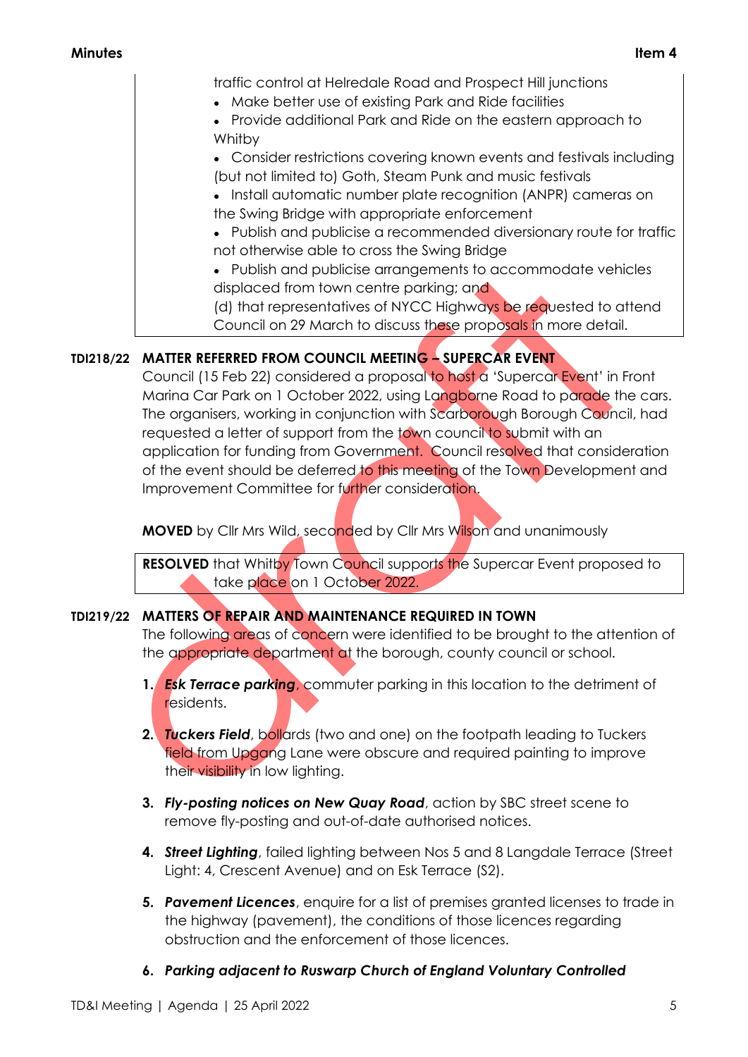traffic control at Helredale Road and Prospect Hill junctions

- Make better use of existing Park and Ride facilities
- Provide additional Park and Ride on the eastern approach to Whitby
- Consider restrictions covering known events and festivals including (but not limited to) Goth, Steam Punk and music festivals
- Install automatic number plate recognition (ANPR) cameras on the Swing Bridge with appropriate enforcement
- Publish and publicise a recommended diversionary route for traffic not otherwise able to cross the Swing Bridge
- Publish and publicise arrangements to accommodate vehicles displaced from town centre parking; and

(d) that representatives of NYCC Highways be requested to attend Council on 29 March to discuss these proposals in more detail.

**TDI218/22 MATTER REFERRED FROM COUNCIL MEETING – SUPERCAR EVENT**

Council (15 Feb 22) considered a proposal to host a 'Supercar Event' in Front Marina Car Park on 1 October 2022, using Langborne Road to parade the cars. The organisers, working in conjunction with Scarborough Borough Council, had requested a letter of support from the town council to submit with an application for funding from Government. Council resolved that consideration of the event should be deferred to this meeting of the Town Development and Improvement Committee for further consideration.

**MOVED** by Cllr Mrs Wild, seconded by Cllr Mrs Wilson and unanimously

**RESOLVED** that Whitby Town Council supports the Supercar Event proposed to take place on 1 October 2022.

**TDI219/22 MATTERS OF REPAIR AND MAINTENANCE REQUIRED IN TOWN**

The following areas of concern were identified to be brought to the attention of the appropriate department at the borough, county council or school.

1. ***Esk Terrace parking***, commuter parking in this location to the detriment of residents.
2. ***Tuckers Field***, bollards (two and one) on the footpath leading to Tuckers field from Upgang Lane were obscure and required painting to improve their visibility in low lighting.
3. ***Fly-posting notices on New Quay Road***, action by SBC street scene to remove fly-posting and out-of-date authorised notices.
4. ***Street Lighting***, failed lighting between Nos 5 and 8 Langdale Terrace (Street Light: 4, Crescent Avenue) and on Esk Terrace (S2).
5. ***Pavement Licences***, enquire for a list of premises granted licenses to trade in the highway (pavement), the conditions of those licences regarding obstruction and the enforcement of those licences.
6. ***Parking adjacent to Ruswarp Church of England Voluntary Controlled***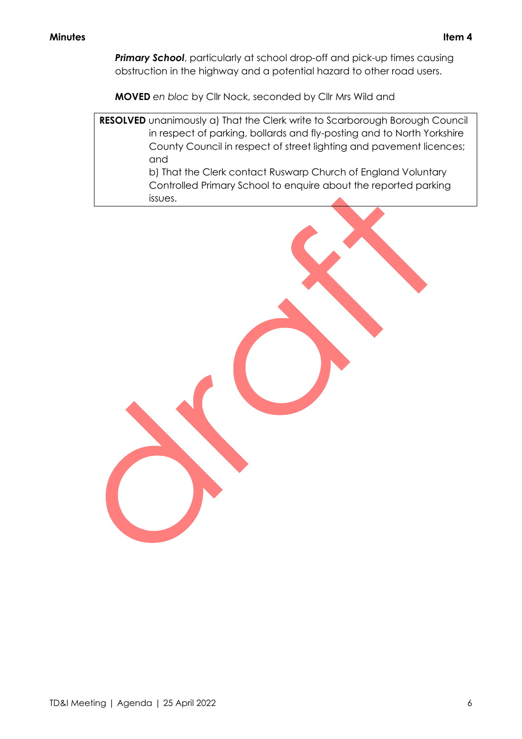***Primary School***, particularly at school drop-off and pick-up times causing obstruction in the highway and a potential hazard to other road users.

**MOVED** *en bloc* by Cllr Nock, seconded by Cllr Mrs Wild and

**RESOLVED** unanimously a) That the Clerk write to Scarborough Borough Council in respect of parking, bollards and fly-posting and to North Yorkshire County Council in respect of street lighting and pavement licences; and

b) That the Clerk contact Ruswarp Church of England Voluntary Controlled Primary School to enquire about the reported parking issues.

draft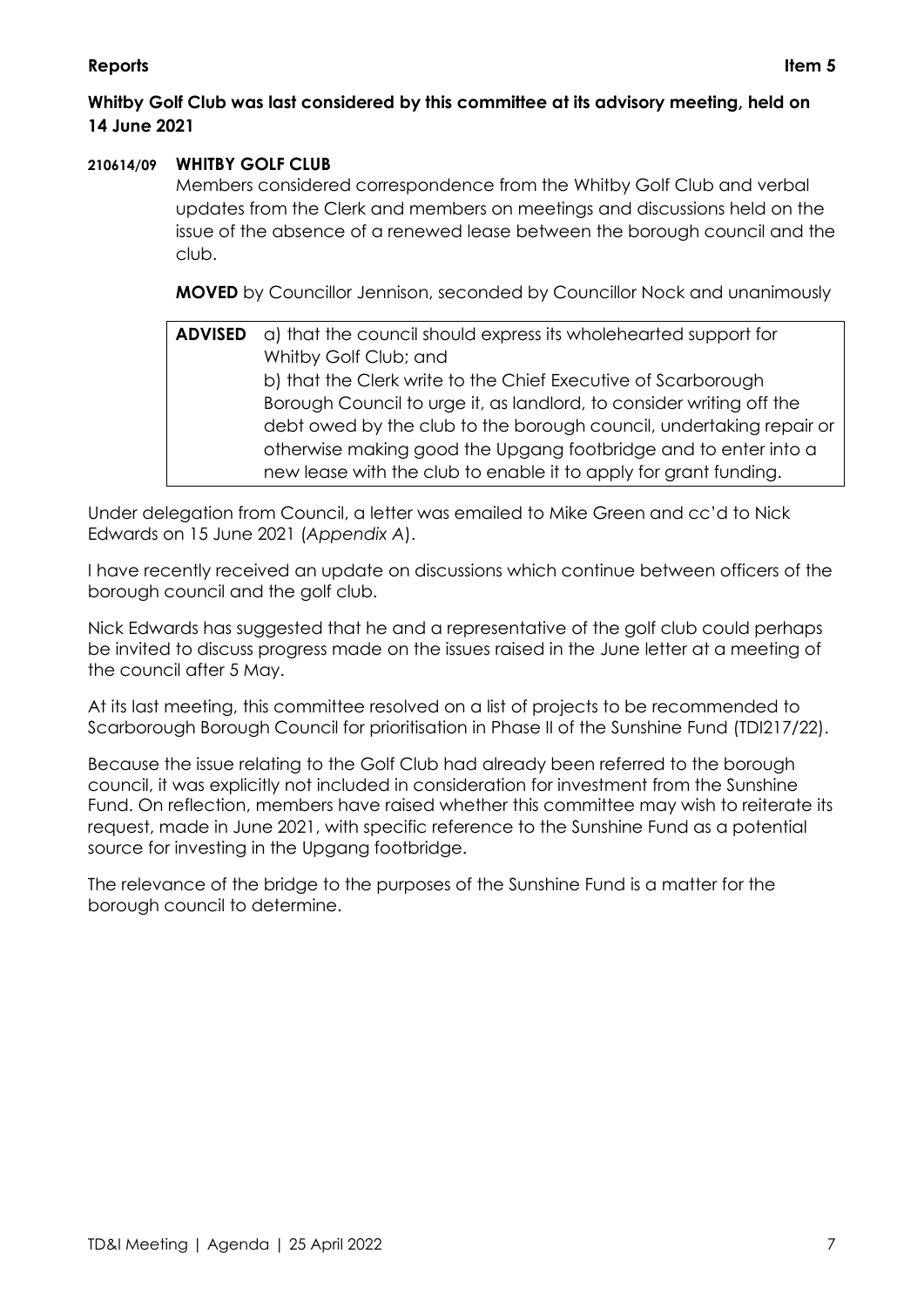**Reports** **Item 5**

**Whitby Golf Club was last considered by this committee at its advisory meeting, held on 14 June 2021**

**210614/09 WHITBY GOLF CLUB**

Members considered correspondence from the Whitby Golf Club and verbal updates from the Clerk and members on meetings and discussions held on the issue of the absence of a renewed lease between the borough council and the club.

**MOVED** by Councillor Jennison, seconded by Councillor Nock and unanimously

| | |
|---|---|
| **ADVISED** | a) that the council should express its wholehearted support for Whitby Golf Club; and<br>b) that the Clerk write to the Chief Executive of Scarborough Borough Council to urge it, as landlord, to consider writing off the debt owed by the club to the borough council, undertaking repair or otherwise making good the Upgang footbridge and to enter into a new lease with the club to enable it to apply for grant funding. |

Under delegation from Council, a letter was emailed to Mike Green and cc'd to Nick Edwards on 15 June 2021 (*Appendix A*).

I have recently received an update on discussions which continue between officers of the borough council and the golf club.

Nick Edwards has suggested that he and a representative of the golf club could perhaps be invited to discuss progress made on the issues raised in the June letter at a meeting of the council after 5 May.

At its last meeting, this committee resolved on a list of projects to be recommended to Scarborough Borough Council for prioritisation in Phase II of the Sunshine Fund (TDI217/22).

Because the issue relating to the Golf Club had already been referred to the borough council, it was explicitly not included in consideration for investment from the Sunshine Fund. On reflection, members have raised whether this committee may wish to reiterate its request, made in June 2021, with specific reference to the Sunshine Fund as a potential source for investing in the Upgang footbridge.

The relevance of the bridge to the purposes of the Sunshine Fund is a matter for the borough council to determine.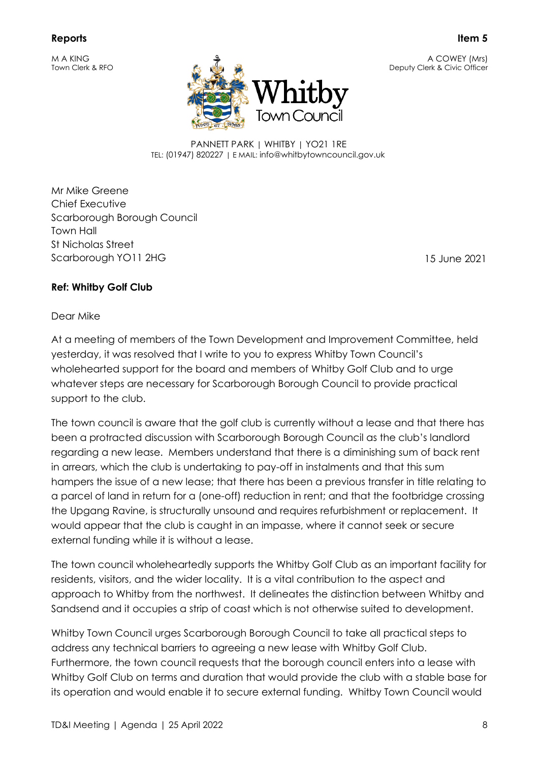**Reports** **Item 5**

M A KING
Town Clerk & RFO

A COWEY (Mrs)
Deputy Clerk & Civic Officer

Whitby Town Council

PANNETT PARK | WHITBY | YO21 1RE
TEL: (01947) 820227 | E MAIL: info@whitbytowncouncil.gov.uk

Mr Mike Greene
Chief Executive
Scarborough Borough Council
Town Hall
St Nicholas Street
Scarborough YO11 2HG

15 June 2021

**Ref: Whitby Golf Club**

Dear Mike

At a meeting of members of the Town Development and Improvement Committee, held yesterday, it was resolved that I write to you to express Whitby Town Council's wholehearted support for the board and members of Whitby Golf Club and to urge whatever steps are necessary for Scarborough Borough Council to provide practical support to the club.

The town council is aware that the golf club is currently without a lease and that there has been a protracted discussion with Scarborough Borough Council as the club's landlord regarding a new lease. Members understand that there is a diminishing sum of back rent in arrears, which the club is undertaking to pay-off in instalments and that this sum hampers the issue of a new lease; that there has been a previous transfer in title relating to a parcel of land in return for a (one-off) reduction in rent; and that the footbridge crossing the Upgang Ravine, is structurally unsound and requires refurbishment or replacement. It would appear that the club is caught in an impasse, where it cannot seek or secure external funding while it is without a lease.

The town council wholeheartedly supports the Whitby Golf Club as an important facility for residents, visitors, and the wider locality. It is a vital contribution to the aspect and approach to Whitby from the northwest. It delineates the distinction between Whitby and Sandsend and it occupies a strip of coast which is not otherwise suited to development.

Whitby Town Council urges Scarborough Borough Council to take all practical steps to address any technical barriers to agreeing a new lease with Whitby Golf Club. Furthermore, the town council requests that the borough council enters into a lease with Whitby Golf Club on terms and duration that would provide the club with a stable base for its operation and would enable it to secure external funding. Whitby Town Council would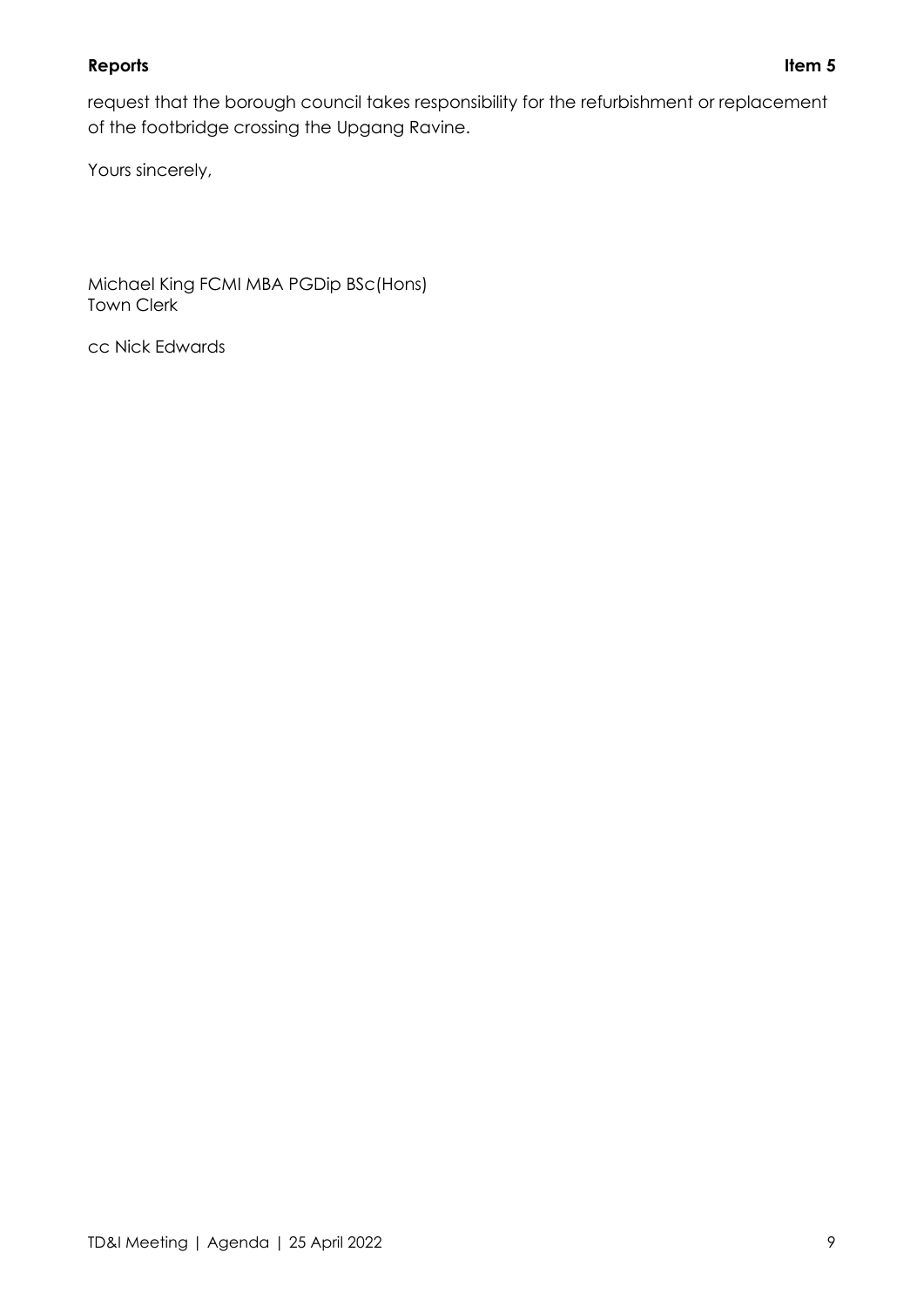request that the borough council takes responsibility for the refurbishment or replacement of the footbridge crossing the Upgang Ravine.

Yours sincerely,

Michael King FCMI MBA PGDip BSc(Hons)
Town Clerk

cc Nick Edwards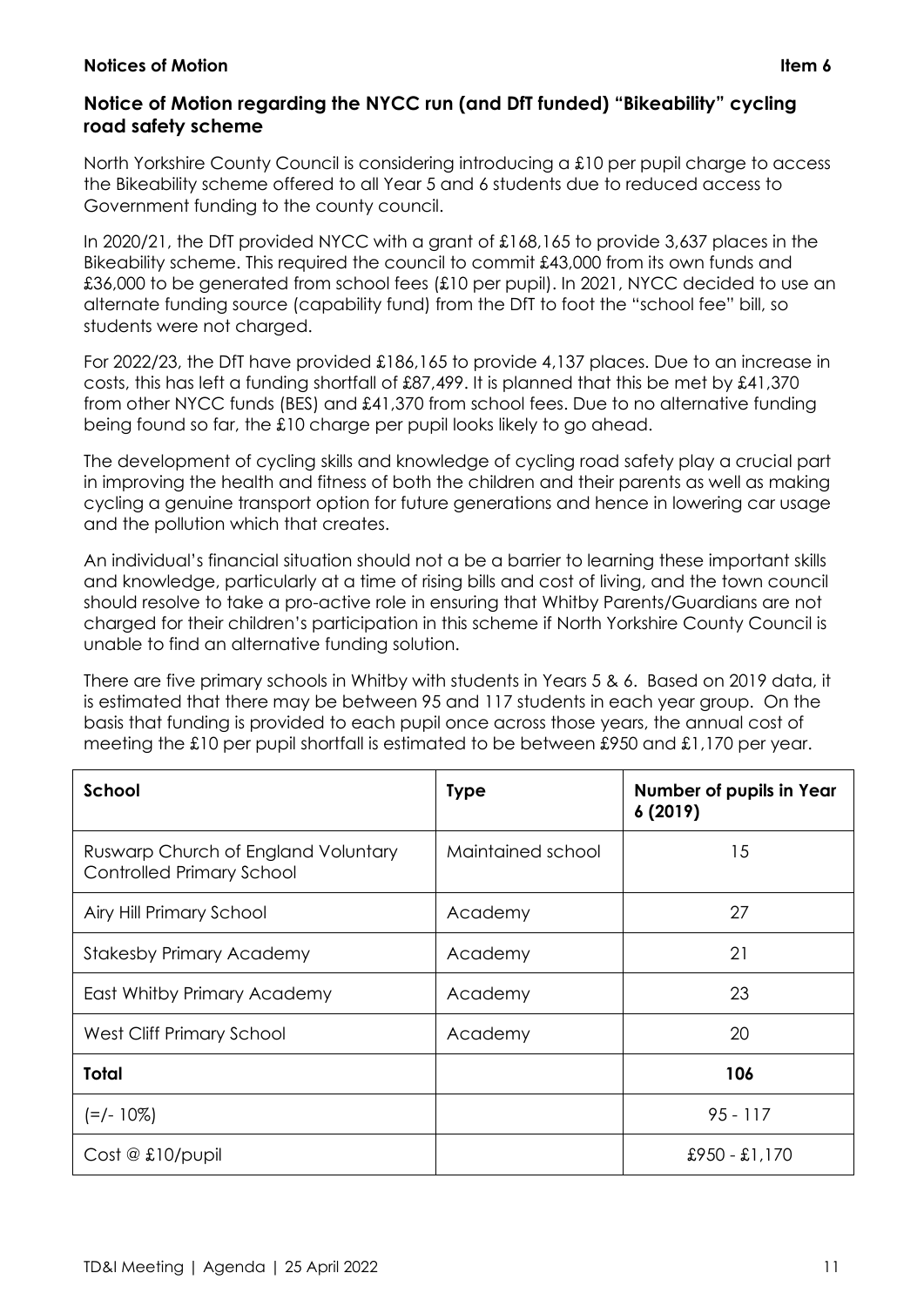**Notices of Motion** **Item 6**

## Notice of Motion regarding the NYCC run (and DfT funded) "Bikeability" cycling road safety scheme

North Yorkshire County Council is considering introducing a £10 per pupil charge to access the Bikeability scheme offered to all Year 5 and 6 students due to reduced access to Government funding to the county council.

In 2020/21, the DfT provided NYCC with a grant of £168,165 to provide 3,637 places in the Bikeability scheme. This required the council to commit £43,000 from its own funds and £36,000 to be generated from school fees (£10 per pupil). In 2021, NYCC decided to use an alternate funding source (capability fund) from the DfT to foot the "school fee" bill, so students were not charged.

For 2022/23, the DfT have provided £186,165 to provide 4,137 places. Due to an increase in costs, this has left a funding shortfall of £87,499. It is planned that this be met by £41,370 from other NYCC funds (BES) and £41,370 from school fees. Due to no alternative funding being found so far, the £10 charge per pupil looks likely to go ahead.

The development of cycling skills and knowledge of cycling road safety play a crucial part in improving the health and fitness of both the children and their parents as well as making cycling a genuine transport option for future generations and hence in lowering car usage and the pollution which that creates.

An individual's financial situation should not a be a barrier to learning these important skills and knowledge, particularly at a time of rising bills and cost of living, and the town council should resolve to take a pro-active role in ensuring that Whitby Parents/Guardians are not charged for their children's participation in this scheme if North Yorkshire County Council is unable to find an alternative funding solution.

There are five primary schools in Whitby with students in Years 5 & 6. Based on 2019 data, it is estimated that there may be between 95 and 117 students in each year group. On the basis that funding is provided to each pupil once across those years, the annual cost of meeting the £10 per pupil shortfall is estimated to be between £950 and £1,170 per year.

| School | Type | Number of pupils in Year 6 (2019) |
|---|---|---|
| Ruswarp Church of England Voluntary Controlled Primary School | Maintained school | 15 |
| Airy Hill Primary School | Academy | 27 |
| Stakesby Primary Academy | Academy | 21 |
| East Whitby Primary Academy | Academy | 23 |
| West Cliff Primary School | Academy | 20 |
| **Total** | | **106** |
| (=/- 10%) | | 95 - 117 |
| Cost @ £10/pupil | | £950 - £1,170 |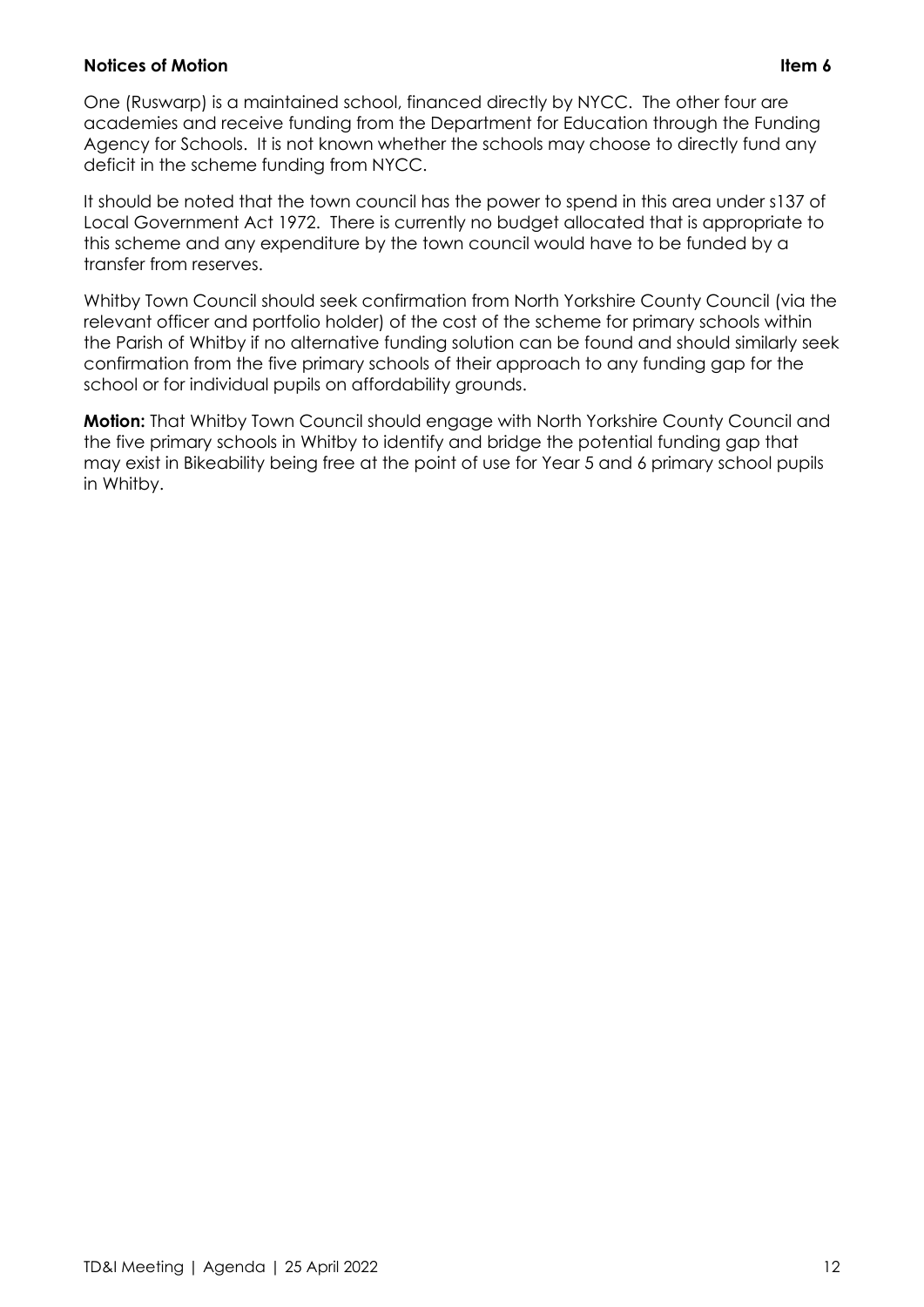One (Ruswarp) is a maintained school, financed directly by NYCC. The other four are academies and receive funding from the Department for Education through the Funding Agency for Schools. It is not known whether the schools may choose to directly fund any deficit in the scheme funding from NYCC.

It should be noted that the town council has the power to spend in this area under s137 of Local Government Act 1972. There is currently no budget allocated that is appropriate to this scheme and any expenditure by the town council would have to be funded by a transfer from reserves.

Whitby Town Council should seek confirmation from North Yorkshire County Council (via the relevant officer and portfolio holder) of the cost of the scheme for primary schools within the Parish of Whitby if no alternative funding solution can be found and should similarly seek confirmation from the five primary schools of their approach to any funding gap for the school or for individual pupils on affordability grounds.

**Motion:** That Whitby Town Council should engage with North Yorkshire County Council and the five primary schools in Whitby to identify and bridge the potential funding gap that may exist in Bikeability being free at the point of use for Year 5 and 6 primary school pupils in Whitby.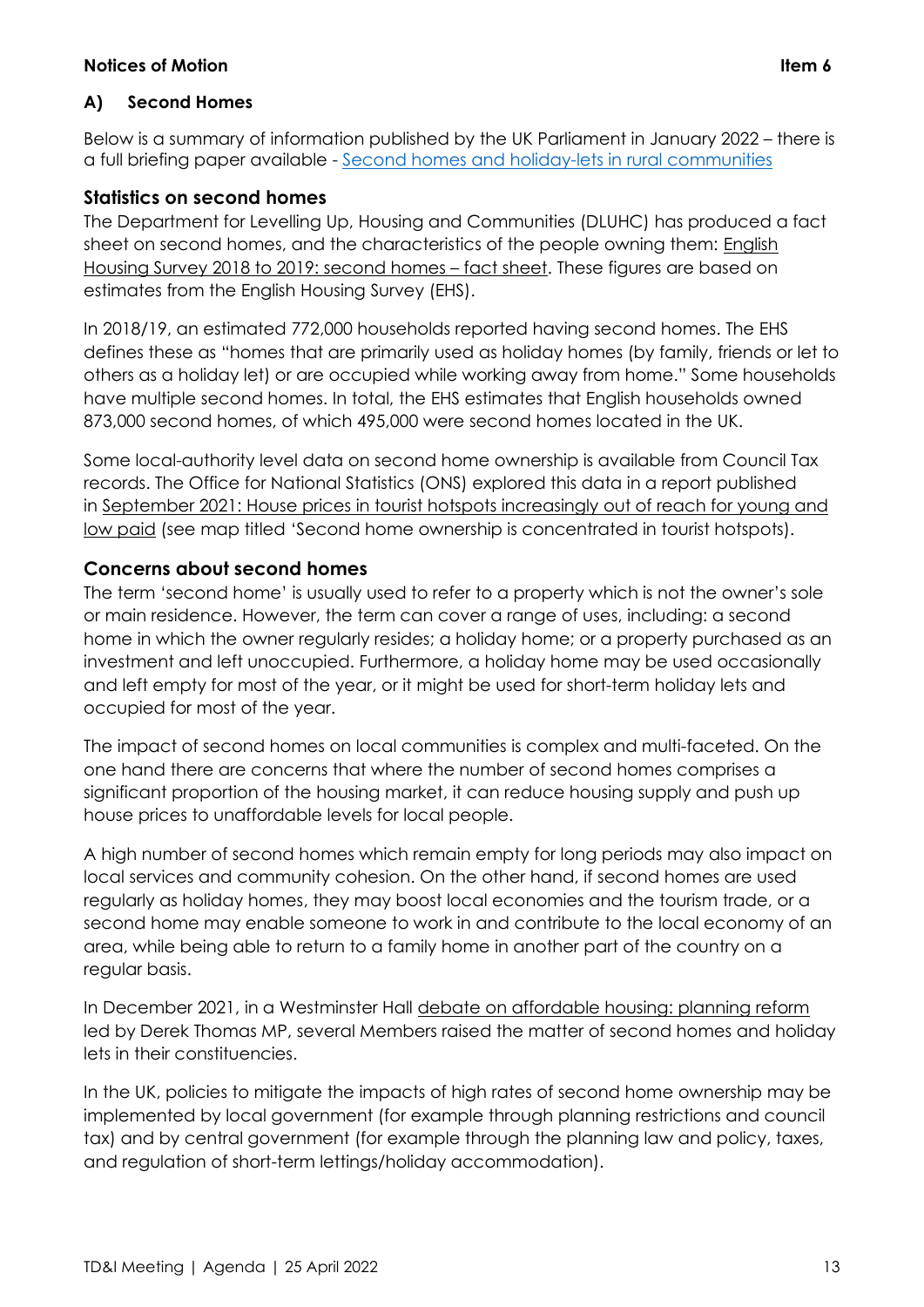**Notices of Motion** **Item 6**

## A) Second Homes

Below is a summary of information published by the UK Parliament in January 2022 – there is a full briefing paper available - Second homes and holiday-lets in rural communities

### Statistics on second homes

The Department for Levelling Up, Housing and Communities (DLUHC) has produced a fact sheet on second homes, and the characteristics of the people owning them: English Housing Survey 2018 to 2019: second homes – fact sheet. These figures are based on estimates from the English Housing Survey (EHS).

In 2018/19, an estimated 772,000 households reported having second homes. The EHS defines these as "homes that are primarily used as holiday homes (by family, friends or let to others as a holiday let) or are occupied while working away from home." Some households have multiple second homes. In total, the EHS estimates that English households owned 873,000 second homes, of which 495,000 were second homes located in the UK.

Some local-authority level data on second home ownership is available from Council Tax records. The Office for National Statistics (ONS) explored this data in a report published in September 2021: House prices in tourist hotspots increasingly out of reach for young and low paid (see map titled 'Second home ownership is concentrated in tourist hotspots).

### Concerns about second homes

The term 'second home' is usually used to refer to a property which is not the owner's sole or main residence. However, the term can cover a range of uses, including: a second home in which the owner regularly resides; a holiday home; or a property purchased as an investment and left unoccupied. Furthermore, a holiday home may be used occasionally and left empty for most of the year, or it might be used for short-term holiday lets and occupied for most of the year.

The impact of second homes on local communities is complex and multi-faceted. On the one hand there are concerns that where the number of second homes comprises a significant proportion of the housing market, it can reduce housing supply and push up house prices to unaffordable levels for local people.

A high number of second homes which remain empty for long periods may also impact on local services and community cohesion. On the other hand, if second homes are used regularly as holiday homes, they may boost local economies and the tourism trade, or a second home may enable someone to work in and contribute to the local economy of an area, while being able to return to a family home in another part of the country on a regular basis.

In December 2021, in a Westminster Hall debate on affordable housing: planning reform led by Derek Thomas MP, several Members raised the matter of second homes and holiday lets in their constituencies.

In the UK, policies to mitigate the impacts of high rates of second home ownership may be implemented by local government (for example through planning restrictions and council tax) and by central government (for example through the planning law and policy, taxes, and regulation of short-term lettings/holiday accommodation).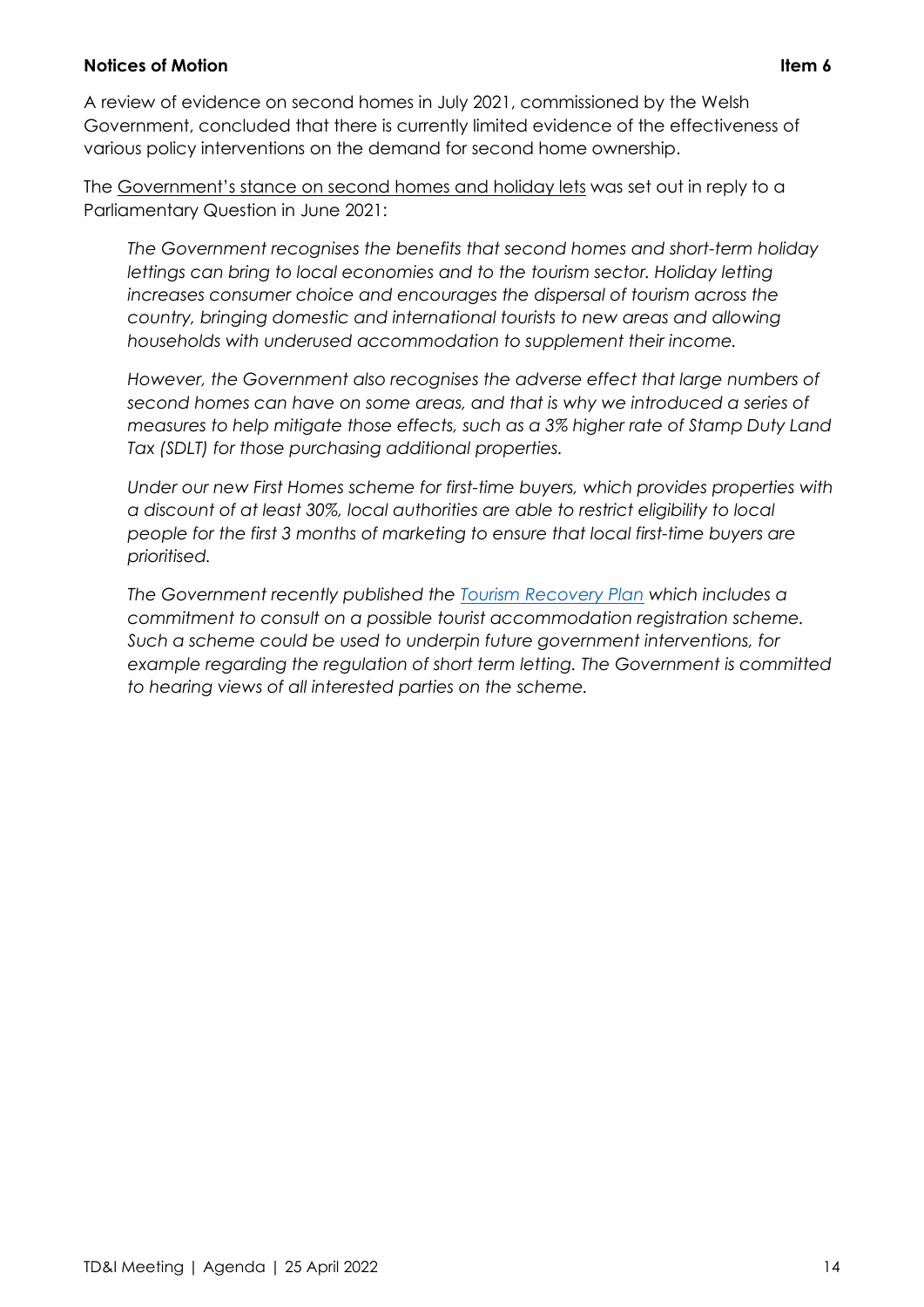A review of evidence on second homes in July 2021, commissioned by the Welsh Government, concluded that there is currently limited evidence of the effectiveness of various policy interventions on the demand for second home ownership.

The Government's stance on second homes and holiday lets was set out in reply to a Parliamentary Question in June 2021:

> *The Government recognises the benefits that second homes and short-term holiday lettings can bring to local economies and to the tourism sector. Holiday letting increases consumer choice and encourages the dispersal of tourism across the country, bringing domestic and international tourists to new areas and allowing households with underused accommodation to supplement their income.*
>
> *However, the Government also recognises the adverse effect that large numbers of second homes can have on some areas, and that is why we introduced a series of measures to help mitigate those effects, such as a 3% higher rate of Stamp Duty Land Tax (SDLT) for those purchasing additional properties.*
>
> *Under our new First Homes scheme for first-time buyers, which provides properties with a discount of at least 30%, local authorities are able to restrict eligibility to local people for the first 3 months of marketing to ensure that local first-time buyers are prioritised.*
>
> *The Government recently published the Tourism Recovery Plan which includes a commitment to consult on a possible tourist accommodation registration scheme. Such a scheme could be used to underpin future government interventions, for example regarding the regulation of short term letting. The Government is committed to hearing views of all interested parties on the scheme.*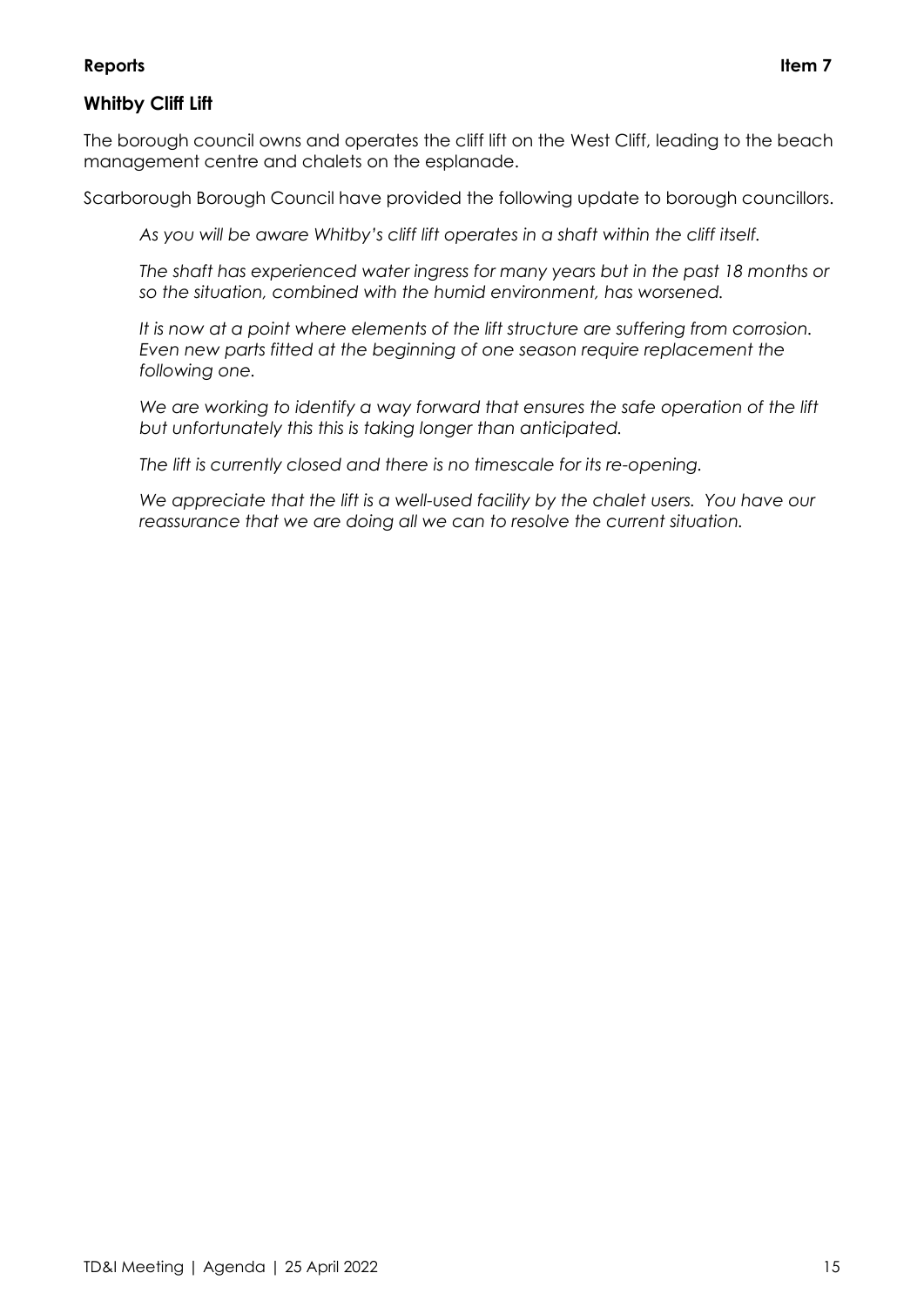**Reports** **Item 7**

## Whitby Cliff Lift

The borough council owns and operates the cliff lift on the West Cliff, leading to the beach management centre and chalets on the esplanade.

Scarborough Borough Council have provided the following update to borough councillors.

> *As you will be aware Whitby's cliff lift operates in a shaft within the cliff itself.*
>
> *The shaft has experienced water ingress for many years but in the past 18 months or so the situation, combined with the humid environment, has worsened.*
>
> *It is now at a point where elements of the lift structure are suffering from corrosion. Even new parts fitted at the beginning of one season require replacement the following one.*
>
> *We are working to identify a way forward that ensures the safe operation of the lift but unfortunately this this is taking longer than anticipated.*
>
> *The lift is currently closed and there is no timescale for its re-opening.*
>
> *We appreciate that the lift is a well-used facility by the chalet users. You have our reassurance that we are doing all we can to resolve the current situation.*